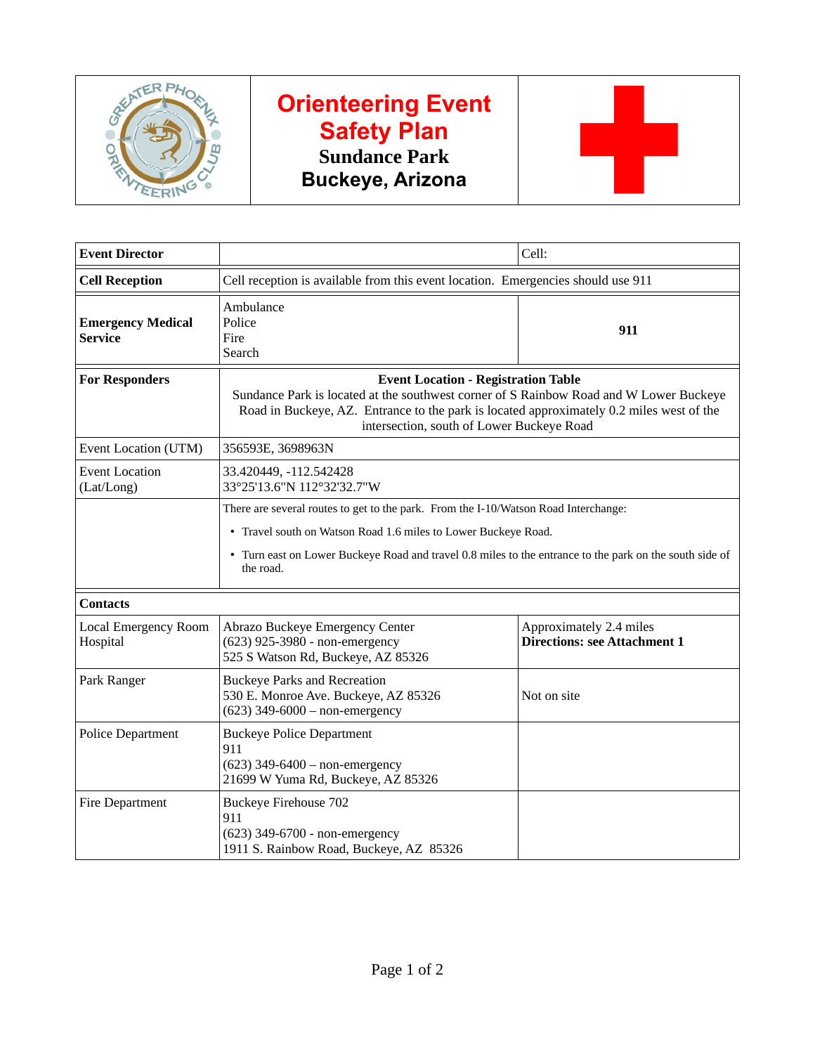# Orienteering Event Safety Plan

## Sundance Park

## Buckeye, Arizona

| Event Director | | Cell: |
|---|---|---|
| **Cell Reception** | Cell reception is available from this event location. Emergencies should use 911 | |
| **Emergency Medical Service** | Ambulance<br>Police<br>Fire<br>Search | **911** |
| **For Responders** | **Event Location - Registration Table**<br>Sundance Park is located at the southwest corner of S Rainbow Road and W Lower Buckeye Road in Buckeye, AZ. Entrance to the park is located approximately 0.2 miles west of the intersection, south of Lower Buckeye Road | |
| Event Location (UTM) | 356593E, 3698963N | |
| Event Location (Lat/Long) | 33.420449, -112.542428<br>33°25'13.6"N 112°32'32.7"W | |
| | There are several routes to get to the park. From the I-10/Watson Road Interchange:<br>• Travel south on Watson Road 1.6 miles to Lower Buckeye Road.<br>• Turn east on Lower Buckeye Road and travel 0.8 miles to the entrance to the park on the south side of the road. | |
| **Contacts** | | |
| Local Emergency Room Hospital | Abrazo Buckeye Emergency Center<br>(623) 925-3980 - non-emergency<br>525 S Watson Rd, Buckeye, AZ 85326 | Approximately 2.4 miles<br>**Directions: see Attachment 1** |
| Park Ranger | Buckeye Parks and Recreation<br>530 E. Monroe Ave. Buckeye, AZ 85326<br>(623) 349-6000 – non-emergency | Not on site |
| Police Department | Buckeye Police Department<br>911<br>(623) 349-6400 – non-emergency<br>21699 W Yuma Rd, Buckeye, AZ 85326 | |
| Fire Department | Buckeye Firehouse 702<br>911<br>(623) 349-6700 - non-emergency<br>1911 S. Rainbow Road, Buckeye, AZ 85326 | |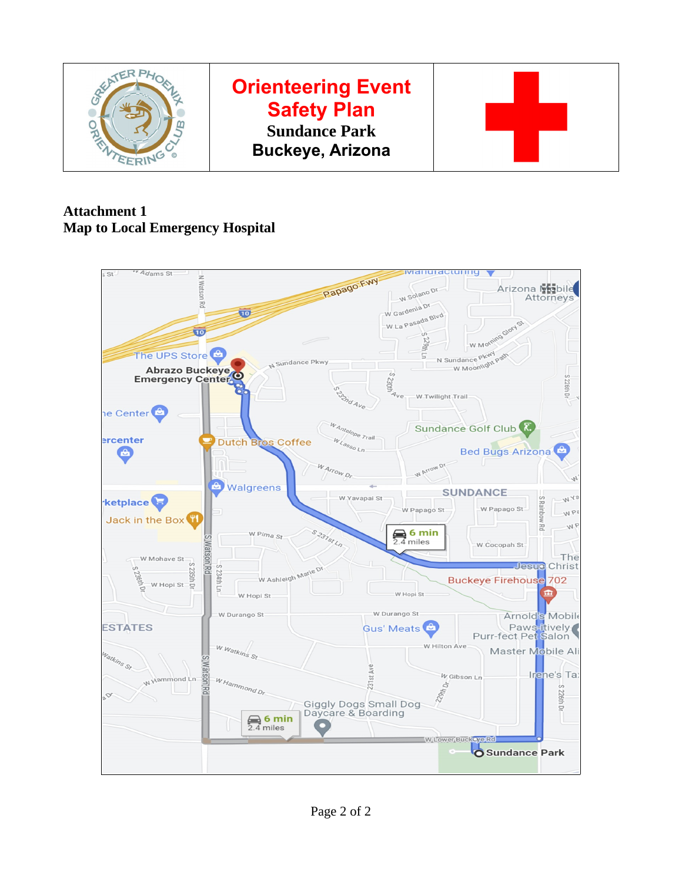# Orienteering Event Safety Plan
**Sundance Park**
**Buckeye, Arizona**

**Attachment 1**
**Map to Local Emergency Hospital**

Abrazo Buckeye Emergency Center

6 min
2.4 miles

Sundance Park